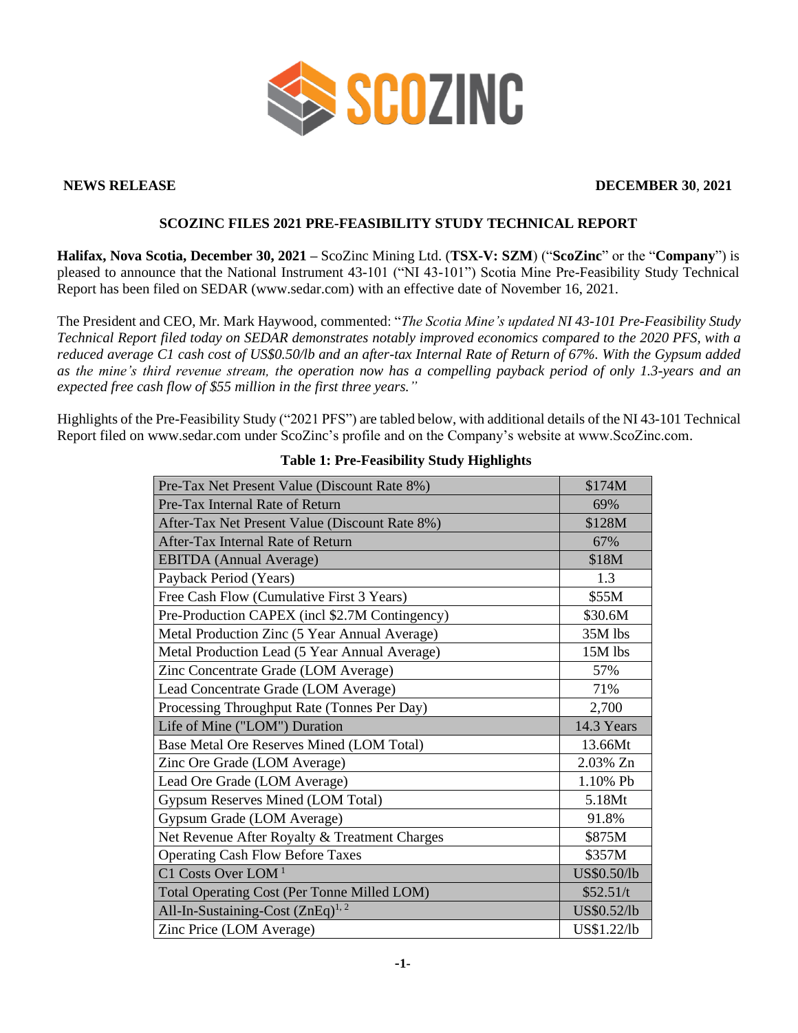**NEWS RELEASE** **DECEMBER 30, 2021**

## SCOZINC FILES 2021 PRE-FEASIBILITY STUDY TECHNICAL REPORT

**Halifax, Nova Scotia, December 30, 2021 –** ScoZinc Mining Ltd. (**TSX-V: SZM**) ("**ScoZinc**" or the "**Company**") is pleased to announce that the National Instrument 43-101 ("NI 43-101") Scotia Mine Pre-Feasibility Study Technical Report has been filed on SEDAR (www.sedar.com) with an effective date of November 16, 2021.

The President and CEO, Mr. Mark Haywood, commented: "*The Scotia Mine's updated NI 43-101 Pre-Feasibility Study Technical Report filed today on SEDAR demonstrates notably improved economics compared to the 2020 PFS, with a reduced average C1 cash cost of US$0.50/lb and an after-tax Internal Rate of Return of 67%. With the Gypsum added as the mine's third revenue stream, the operation now has a compelling payback period of only 1.3-years and an expected free cash flow of $55 million in the first three years.*"

Highlights of the Pre-Feasibility Study ("2021 PFS") are tabled below, with additional details of the NI 43-101 Technical Report filed on www.sedar.com under ScoZinc's profile and on the Company's website at www.ScoZinc.com.

**Table 1: Pre-Feasibility Study Highlights**

| | |
|---|---|
| Pre-Tax Net Present Value (Discount Rate 8%) | $174M |
| Pre-Tax Internal Rate of Return | 69% |
| After-Tax Net Present Value (Discount Rate 8%) | $128M |
| After-Tax Internal Rate of Return | 67% |
| EBITDA (Annual Average) | $18M |
| Payback Period (Years) | 1.3 |
| Free Cash Flow (Cumulative First 3 Years) | $55M |
| Pre-Production CAPEX (incl $2.7M Contingency) | $30.6M |
| Metal Production Zinc (5 Year Annual Average) | 35M lbs |
| Metal Production Lead (5 Year Annual Average) | 15M lbs |
| Zinc Concentrate Grade (LOM Average) | 57% |
| Lead Concentrate Grade (LOM Average) | 71% |
| Processing Throughput Rate (Tonnes Per Day) | 2,700 |
| Life of Mine ("LOM") Duration | 14.3 Years |
| Base Metal Ore Reserves Mined (LOM Total) | 13.66Mt |
| Zinc Ore Grade (LOM Average) | 2.03% Zn |
| Lead Ore Grade (LOM Average) | 1.10% Pb |
| Gypsum Reserves Mined (LOM Total) | 5.18Mt |
| Gypsum Grade (LOM Average) | 91.8% |
| Net Revenue After Royalty & Treatment Charges | $875M |
| Operating Cash Flow Before Taxes | $357M |
| C1 Costs Over LOM [1] | US$0.50/lb |
| Total Operating Cost (Per Tonne Milled LOM) | $52.51/t |
| All-In-Sustaining-Cost (ZnEq)[1, 2] | US$0.52/lb |
| Zinc Price (LOM Average) | US$1.22/lb |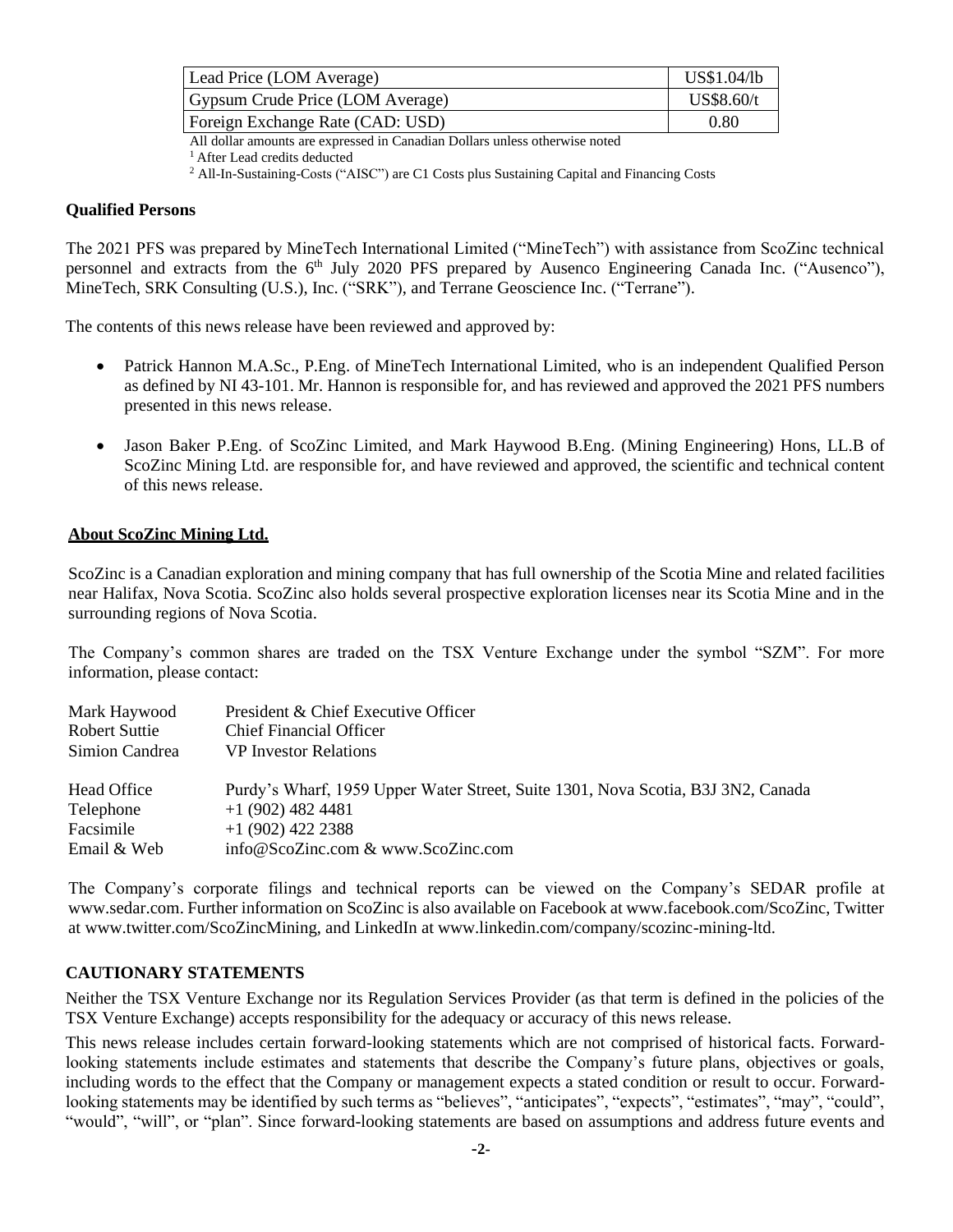| Lead Price (LOM Average) | US$1.04/lb |
|---|---|
| Gypsum Crude Price (LOM Average) | US$8.60/t |
| Foreign Exchange Rate (CAD: USD) | 0.80 |

All dollar amounts are expressed in Canadian Dollars unless otherwise noted

[1] After Lead credits deducted

[2] All-In-Sustaining-Costs ("AISC") are C1 Costs plus Sustaining Capital and Financing Costs

**Qualified Persons**

The 2021 PFS was prepared by MineTech International Limited ("MineTech") with assistance from ScoZinc technical personnel and extracts from the 6th July 2020 PFS prepared by Ausenco Engineering Canada Inc. ("Ausenco"), MineTech, SRK Consulting (U.S.), Inc. ("SRK"), and Terrane Geoscience Inc. ("Terrane").

The contents of this news release have been reviewed and approved by:

- Patrick Hannon M.A.Sc., P.Eng. of MineTech International Limited, who is an independent Qualified Person as defined by NI 43-101. Mr. Hannon is responsible for, and has reviewed and approved the 2021 PFS numbers presented in this news release.
- Jason Baker P.Eng. of ScoZinc Limited, and Mark Haywood B.Eng. (Mining Engineering) Hons, LL.B of ScoZinc Mining Ltd. are responsible for, and have reviewed and approved, the scientific and technical content of this news release.

**About ScoZinc Mining Ltd.**

ScoZinc is a Canadian exploration and mining company that has full ownership of the Scotia Mine and related facilities near Halifax, Nova Scotia. ScoZinc also holds several prospective exploration licenses near its Scotia Mine and in the surrounding regions of Nova Scotia.

The Company's common shares are traded on the TSX Venture Exchange under the symbol "SZM". For more information, please contact:

| | |
|---|---|
| Mark Haywood | President & Chief Executive Officer |
| Robert Suttie | Chief Financial Officer |
| Simion Candrea | VP Investor Relations |
| | |
| Head Office | Purdy's Wharf, 1959 Upper Water Street, Suite 1301, Nova Scotia, B3J 3N2, Canada |
| Telephone | +1 (902) 482 4481 |
| Facsimile | +1 (902) 422 2388 |
| Email & Web | info@ScoZinc.com & www.ScoZinc.com |

The Company's corporate filings and technical reports can be viewed on the Company's SEDAR profile at www.sedar.com. Further information on ScoZinc is also available on Facebook at www.facebook.com/ScoZinc, Twitter at www.twitter.com/ScoZincMining, and LinkedIn at www.linkedin.com/company/scozinc-mining-ltd.

**CAUTIONARY STATEMENTS**

Neither the TSX Venture Exchange nor its Regulation Services Provider (as that term is defined in the policies of the TSX Venture Exchange) accepts responsibility for the adequacy or accuracy of this news release.

This news release includes certain forward-looking statements which are not comprised of historical facts. Forward-looking statements include estimates and statements that describe the Company's future plans, objectives or goals, including words to the effect that the Company or management expects a stated condition or result to occur. Forward-looking statements may be identified by such terms as "believes", "anticipates", "expects", "estimates", "may", "could", "would", "will", or "plan". Since forward-looking statements are based on assumptions and address future events and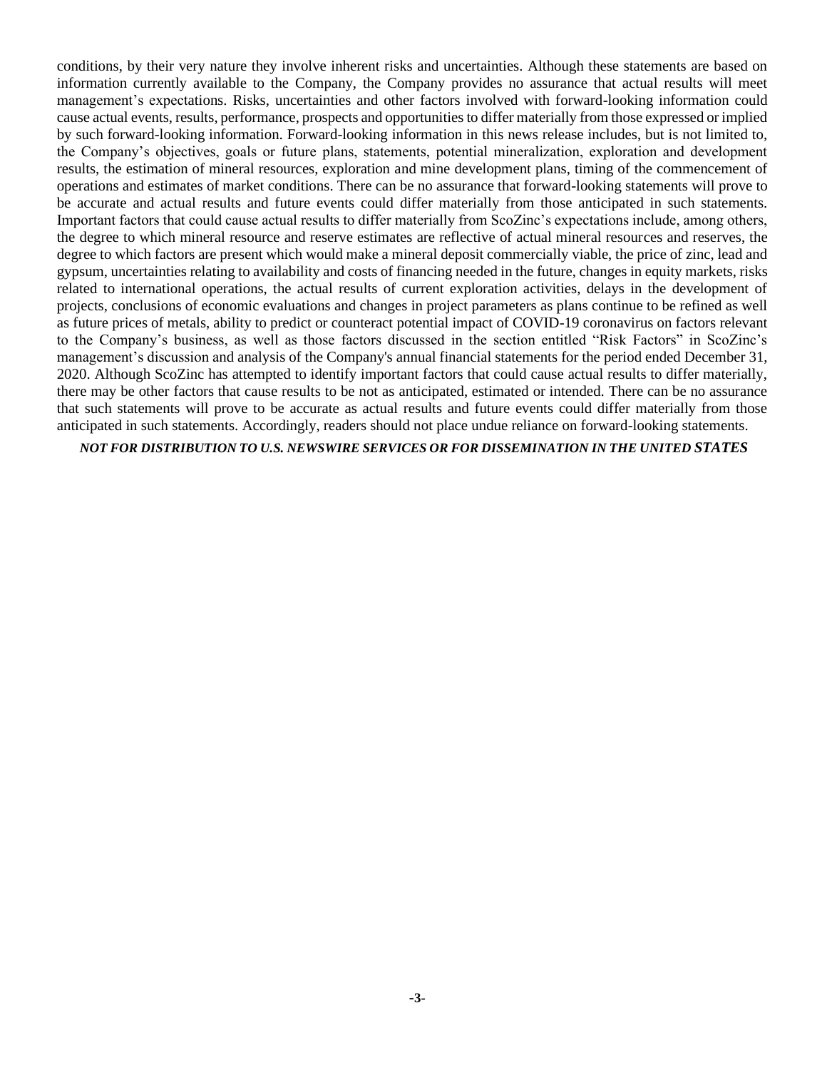conditions, by their very nature they involve inherent risks and uncertainties. Although these statements are based on information currently available to the Company, the Company provides no assurance that actual results will meet management's expectations. Risks, uncertainties and other factors involved with forward-looking information could cause actual events, results, performance, prospects and opportunities to differ materially from those expressed or implied by such forward-looking information. Forward-looking information in this news release includes, but is not limited to, the Company's objectives, goals or future plans, statements, potential mineralization, exploration and development results, the estimation of mineral resources, exploration and mine development plans, timing of the commencement of operations and estimates of market conditions. There can be no assurance that forward-looking statements will prove to be accurate and actual results and future events could differ materially from those anticipated in such statements. Important factors that could cause actual results to differ materially from ScoZinc's expectations include, among others, the degree to which mineral resource and reserve estimates are reflective of actual mineral resources and reserves, the degree to which factors are present which would make a mineral deposit commercially viable, the price of zinc, lead and gypsum, uncertainties relating to availability and costs of financing needed in the future, changes in equity markets, risks related to international operations, the actual results of current exploration activities, delays in the development of projects, conclusions of economic evaluations and changes in project parameters as plans continue to be refined as well as future prices of metals, ability to predict or counteract potential impact of COVID-19 coronavirus on factors relevant to the Company's business, as well as those factors discussed in the section entitled "Risk Factors" in ScoZinc's management's discussion and analysis of the Company's annual financial statements for the period ended December 31, 2020. Although ScoZinc has attempted to identify important factors that could cause actual results to differ materially, there may be other factors that cause results to be not as anticipated, estimated or intended. There can be no assurance that such statements will prove to be accurate as actual results and future events could differ materially from those anticipated in such statements. Accordingly, readers should not place undue reliance on forward-looking statements.

***NOT FOR DISTRIBUTION TO U.S. NEWSWIRE SERVICES OR FOR DISSEMINATION IN THE UNITED STATES***